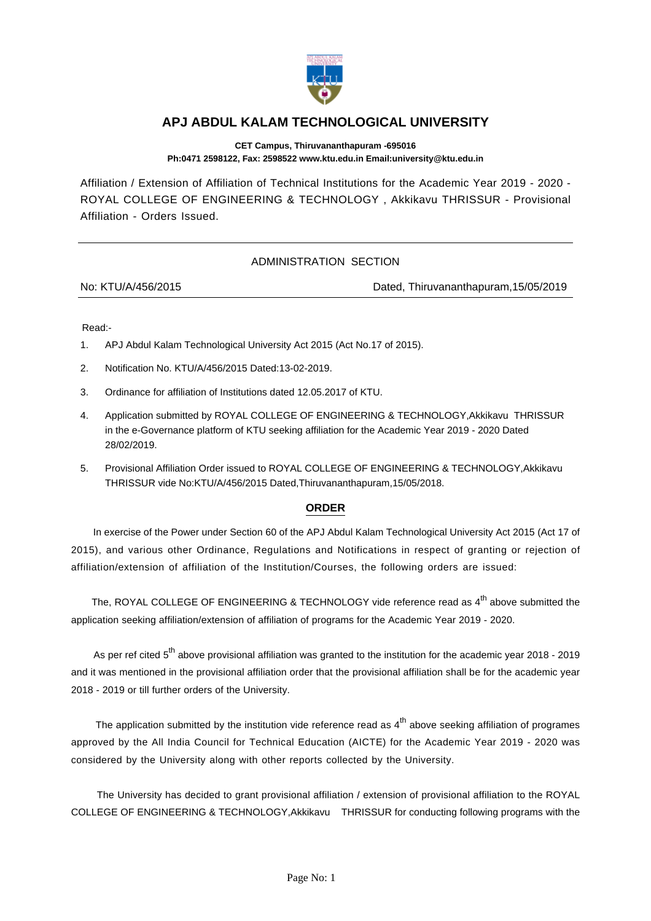# APJ ABDUL KALAM TECHNOLOGICAL UNIVERSITY

**CET Campus, Thiruvananthapuram -695016**
**Ph:0471 2598122, Fax: 2598522 www.ktu.edu.in Email:university@ktu.edu.in**

Affiliation / Extension of Affiliation of Technical Institutions for the Academic Year 2019 - 2020 - ROYAL COLLEGE OF ENGINEERING & TECHNOLOGY , Akkikavu THRISSUR - Provisional Affiliation - Orders Issued.

---

ADMINISTRATION SECTION

No: KTU/A/456/2015 | Dated, Thiruvananthapuram,15/05/2019

---

Read:-

1. APJ Abdul Kalam Technological University Act 2015 (Act No.17 of 2015).
2. Notification No. KTU/A/456/2015 Dated:13-02-2019.
3. Ordinance for affiliation of Institutions dated 12.05.2017 of KTU.
4. Application submitted by ROYAL COLLEGE OF ENGINEERING & TECHNOLOGY,Akkikavu THRISSUR in the e-Governance platform of KTU seeking affiliation for the Academic Year 2019 - 2020 Dated 28/02/2019.
5. Provisional Affiliation Order issued to ROYAL COLLEGE OF ENGINEERING & TECHNOLOGY,Akkikavu THRISSUR vide No:KTU/A/456/2015 Dated,Thiruvananthapuram,15/05/2018.

## ORDER

In exercise of the Power under Section 60 of the APJ Abdul Kalam Technological University Act 2015 (Act 17 of 2015), and various other Ordinance, Regulations and Notifications in respect of granting or rejection of affiliation/extension of affiliation of the Institution/Courses, the following orders are issued:

The, ROYAL COLLEGE OF ENGINEERING & TECHNOLOGY vide reference read as 4th above submitted the application seeking affiliation/extension of affiliation of programs for the Academic Year 2019 - 2020.

As per ref cited 5th above provisional affiliation was granted to the institution for the academic year 2018 - 2019 and it was mentioned in the provisional affiliation order that the provisional affiliation shall be for the academic year 2018 - 2019 or till further orders of the University.

The application submitted by the institution vide reference read as 4th above seeking affiliation of programes approved by the All India Council for Technical Education (AICTE) for the Academic Year 2019 - 2020 was considered by the University along with other reports collected by the University.

The University has decided to grant provisional affiliation / extension of provisional affiliation to the ROYAL COLLEGE OF ENGINEERING & TECHNOLOGY,Akkikavu THRISSUR for conducting following programs with the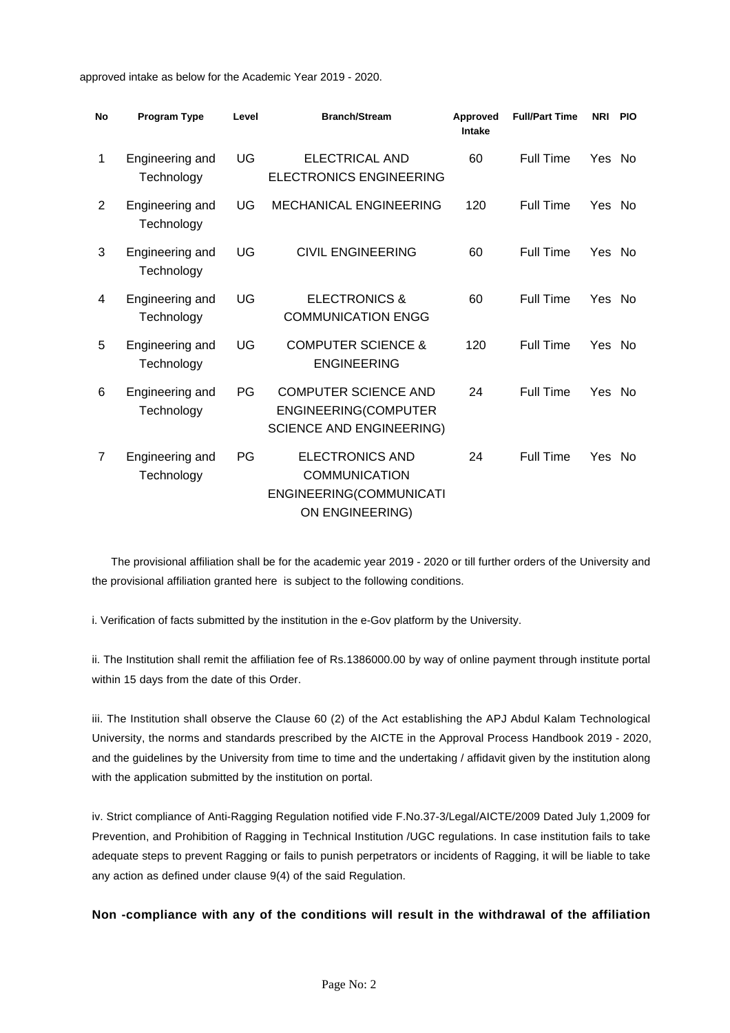approved intake as below for the Academic Year 2019 - 2020.

| No | Program Type | Level | Branch/Stream | Approved Intake | Full/Part Time | NRI | PIO |
|---|---|---|---|---|---|---|---|
| 1 | Engineering and Technology | UG | ELECTRICAL AND ELECTRONICS ENGINEERING | 60 | Full Time | Yes | No |
| 2 | Engineering and Technology | UG | MECHANICAL ENGINEERING | 120 | Full Time | Yes | No |
| 3 | Engineering and Technology | UG | CIVIL ENGINEERING | 60 | Full Time | Yes | No |
| 4 | Engineering and Technology | UG | ELECTRONICS & COMMUNICATION ENGG | 60 | Full Time | Yes | No |
| 5 | Engineering and Technology | UG | COMPUTER SCIENCE & ENGINEERING | 120 | Full Time | Yes | No |
| 6 | Engineering and Technology | PG | COMPUTER SCIENCE AND ENGINEERING(COMPUTER SCIENCE AND ENGINEERING) | 24 | Full Time | Yes | No |
| 7 | Engineering and Technology | PG | ELECTRONICS AND COMMUNICATION ENGINEERING(COMMUNICATION ENGINEERING) | 24 | Full Time | Yes | No |

The provisional affiliation shall be for the academic year 2019 - 2020 or till further orders of the University and the provisional affiliation granted here is subject to the following conditions.

i. Verification of facts submitted by the institution in the e-Gov platform by the University.

ii. The Institution shall remit the affiliation fee of Rs.1386000.00 by way of online payment through institute portal within 15 days from the date of this Order.

iii. The Institution shall observe the Clause 60 (2) of the Act establishing the APJ Abdul Kalam Technological University, the norms and standards prescribed by the AICTE in the Approval Process Handbook 2019 - 2020, and the guidelines by the University from time to time and the undertaking / affidavit given by the institution along with the application submitted by the institution on portal.

iv. Strict compliance of Anti-Ragging Regulation notified vide F.No.37-3/Legal/AICTE/2009 Dated July 1,2009 for Prevention, and Prohibition of Ragging in Technical Institution /UGC regulations. In case institution fails to take adequate steps to prevent Ragging or fails to punish perpetrators or incidents of Ragging, it will be liable to take any action as defined under clause 9(4) of the said Regulation.

**Non -compliance with any of the conditions will result in the withdrawal of the affiliation**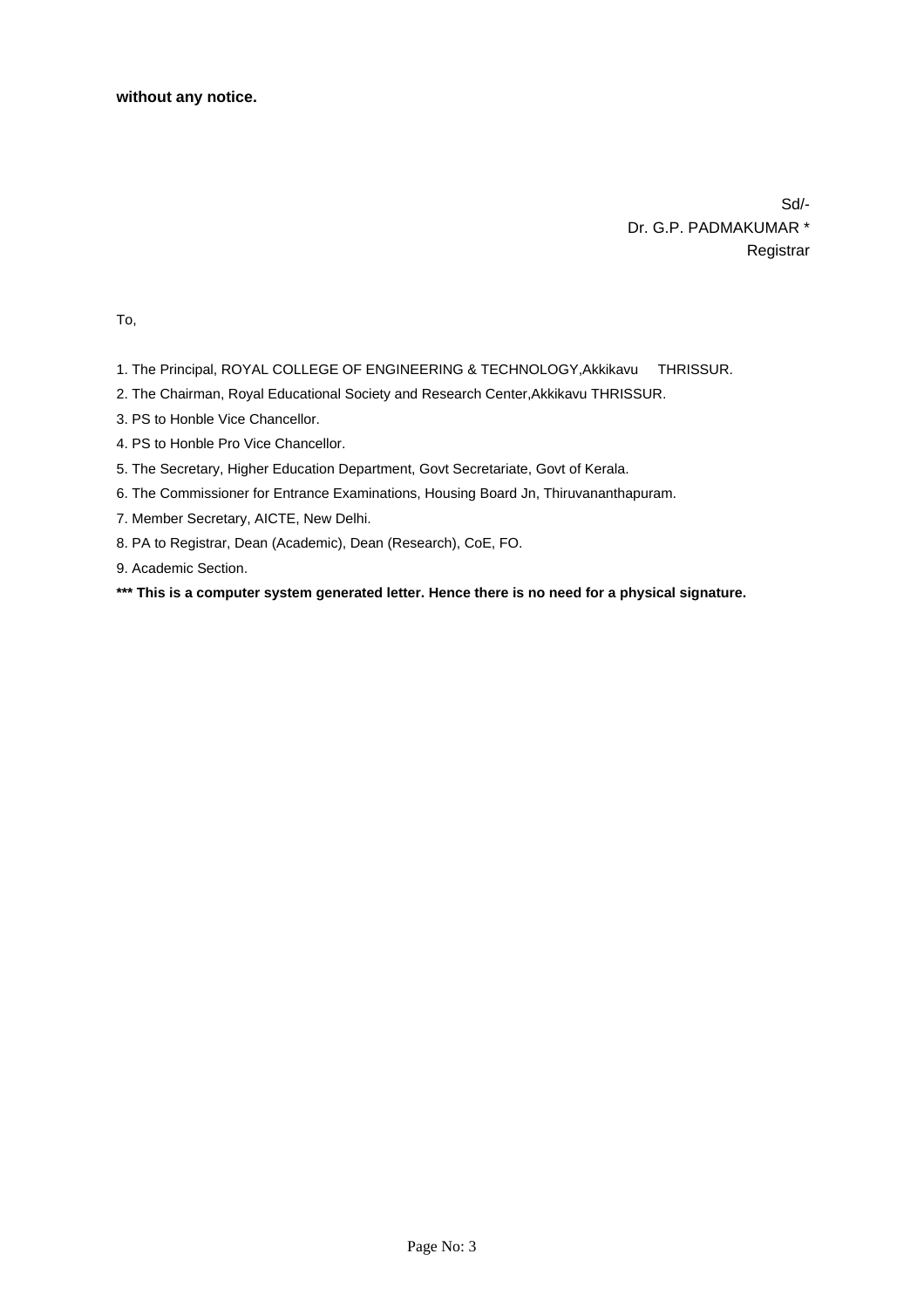**without any notice.**

Sd/-
Dr. G.P. PADMAKUMAR *
Registrar

To,

1. The Principal, ROYAL COLLEGE OF ENGINEERING & TECHNOLOGY,Akkikavu THRISSUR.
2. The Chairman, Royal Educational Society and Research Center,Akkikavu THRISSUR.
3. PS to Honble Vice Chancellor.
4. PS to Honble Pro Vice Chancellor.
5. The Secretary, Higher Education Department, Govt Secretariate, Govt of Kerala.
6. The Commissioner for Entrance Examinations, Housing Board Jn, Thiruvananthapuram.
7. Member Secretary, AICTE, New Delhi.
8. PA to Registrar, Dean (Academic), Dean (Research), CoE, FO.
9. Academic Section.

**\*** This is a computer system generated letter. Hence there is no need for a physical signature.**